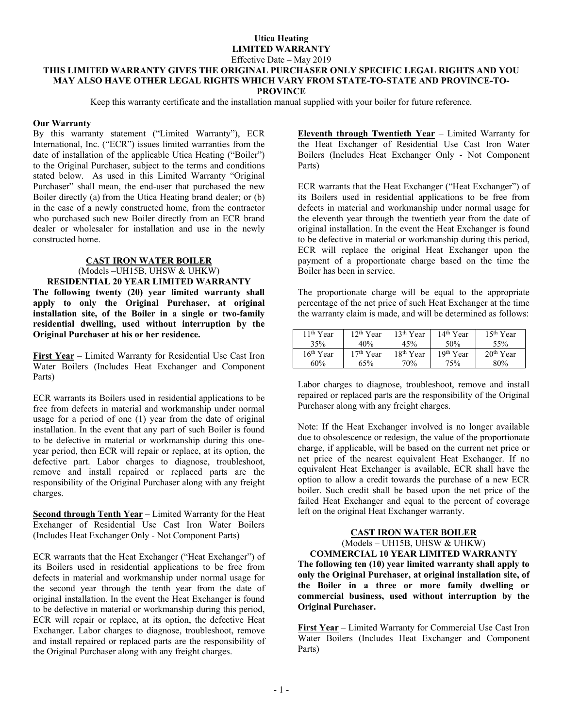# Utica Heating
## LIMITED WARRANTY

Effective Date – May 2019

**THIS LIMITED WARRANTY GIVES THE ORIGINAL PURCHASER ONLY SPECIFIC LEGAL RIGHTS AND YOU MAY ALSO HAVE OTHER LEGAL RIGHTS WHICH VARY FROM STATE-TO-STATE AND PROVINCE-TO-PROVINCE**

Keep this warranty certificate and the installation manual supplied with your boiler for future reference.

### Our Warranty

By this warranty statement ("Limited Warranty"), ECR International, Inc. ("ECR") issues limited warranties from the date of installation of the applicable Utica Heating ("Boiler") to the Original Purchaser, subject to the terms and conditions stated below. As used in this Limited Warranty "Original Purchaser" shall mean, the end-user that purchased the new Boiler directly (a) from the Utica Heating brand dealer; or (b) in the case of a newly constructed home, from the contractor who purchased such new Boiler directly from an ECR brand dealer or wholesaler for installation and use in the newly constructed home.

### CAST IRON WATER BOILER

(Models –UH15B, UHSW & UHKW)

**RESIDENTIAL 20 YEAR LIMITED WARRANTY**

**The following twenty (20) year limited warranty shall apply to only the Original Purchaser, at original installation site, of the Boiler in a single or two-family residential dwelling, used without interruption by the Original Purchaser at his or her residence.**

**First Year** – Limited Warranty for Residential Use Cast Iron Water Boilers (Includes Heat Exchanger and Component Parts)

ECR warrants its Boilers used in residential applications to be free from defects in material and workmanship under normal usage for a period of one (1) year from the date of original installation. In the event that any part of such Boiler is found to be defective in material or workmanship during this one-year period, then ECR will repair or replace, at its option, the defective part. Labor charges to diagnose, troubleshoot, remove and install repaired or replaced parts are the responsibility of the Original Purchaser along with any freight charges.

**Second through Tenth Year** – Limited Warranty for the Heat Exchanger of Residential Use Cast Iron Water Boilers (Includes Heat Exchanger Only - Not Component Parts)

ECR warrants that the Heat Exchanger ("Heat Exchanger") of its Boilers used in residential applications to be free from defects in material and workmanship under normal usage for the second year through the tenth year from the date of original installation. In the event the Heat Exchanger is found to be defective in material or workmanship during this period, ECR will repair or replace, at its option, the defective Heat Exchanger. Labor charges to diagnose, troubleshoot, remove and install repaired or replaced parts are the responsibility of the Original Purchaser along with any freight charges.

**Eleventh through Twentieth Year** – Limited Warranty for the Heat Exchanger of Residential Use Cast Iron Water Boilers (Includes Heat Exchanger Only - Not Component Parts)

ECR warrants that the Heat Exchanger ("Heat Exchanger") of its Boilers used in residential applications to be free from defects in material and workmanship under normal usage for the eleventh year through the twentieth year from the date of original installation. In the event the Heat Exchanger is found to be defective in material or workmanship during this period, ECR will replace the original Heat Exchanger upon the payment of a proportionate charge based on the time the Boiler has been in service.

The proportionate charge will be equal to the appropriate percentage of the net price of such Heat Exchanger at the time the warranty claim is made, and will be determined as follows:

| 11th Year | 12th Year | 13th Year | 14th Year | 15th Year |
|---|---|---|---|---|
| 35% | 40% | 45% | 50% | 55% |
| 16th Year | 17th Year | 18th Year | 19th Year | 20th Year |
| 60% | 65% | 70% | 75% | 80% |

Labor charges to diagnose, troubleshoot, remove and install repaired or replaced parts are the responsibility of the Original Purchaser along with any freight charges.

Note: If the Heat Exchanger involved is no longer available due to obsolescence or redesign, the value of the proportionate charge, if applicable, will be based on the current net price or net price of the nearest equivalent Heat Exchanger. If no equivalent Heat Exchanger is available, ECR shall have the option to allow a credit towards the purchase of a new ECR boiler. Such credit shall be based upon the net price of the failed Heat Exchanger and equal to the percent of coverage left on the original Heat Exchanger warranty.

### CAST IRON WATER BOILER

(Models – UH15B, UHSW & UHKW)

**COMMERCIAL 10 YEAR LIMITED WARRANTY**

**The following ten (10) year limited warranty shall apply to only the Original Purchaser, at original installation site, of the Boiler in a three or more family dwelling or commercial business, used without interruption by the Original Purchaser.**

**First Year** – Limited Warranty for Commercial Use Cast Iron Water Boilers (Includes Heat Exchanger and Component Parts)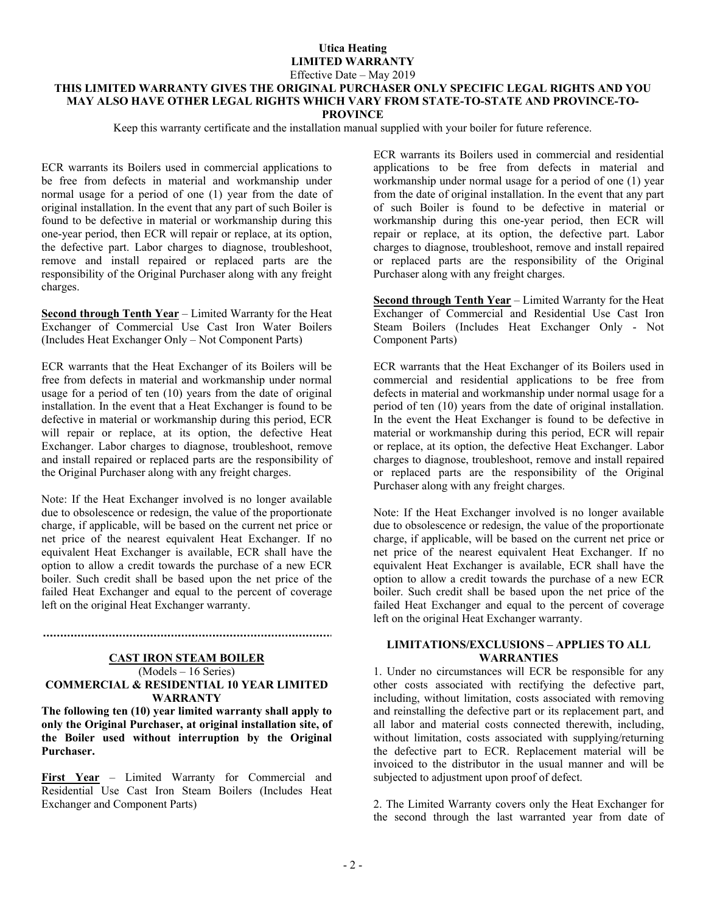**Utica Heating**
**LIMITED WARRANTY**
Effective Date – May 2019

**THIS LIMITED WARRANTY GIVES THE ORIGINAL PURCHASER ONLY SPECIFIC LEGAL RIGHTS AND YOU MAY ALSO HAVE OTHER LEGAL RIGHTS WHICH VARY FROM STATE-TO-STATE AND PROVINCE-TO-PROVINCE**

Keep this warranty certificate and the installation manual supplied with your boiler for future reference.

ECR warrants its Boilers used in commercial applications to be free from defects in material and workmanship under normal usage for a period of one (1) year from the date of original installation. In the event that any part of such Boiler is found to be defective in material or workmanship during this one-year period, then ECR will repair or replace, at its option, the defective part. Labor charges to diagnose, troubleshoot, remove and install repaired or replaced parts are the responsibility of the Original Purchaser along with any freight charges.

**Second through Tenth Year** – Limited Warranty for the Heat Exchanger of Commercial Use Cast Iron Water Boilers (Includes Heat Exchanger Only – Not Component Parts)

ECR warrants that the Heat Exchanger of its Boilers will be free from defects in material and workmanship under normal usage for a period of ten (10) years from the date of original installation. In the event that a Heat Exchanger is found to be defective in material or workmanship during this period, ECR will repair or replace, at its option, the defective Heat Exchanger. Labor charges to diagnose, troubleshoot, remove and install repaired or replaced parts are the responsibility of the Original Purchaser along with any freight charges.

Note: If the Heat Exchanger involved is no longer available due to obsolescence or redesign, the value of the proportionate charge, if applicable, will be based on the current net price or net price of the nearest equivalent Heat Exchanger. If no equivalent Heat Exchanger is available, ECR shall have the option to allow a credit towards the purchase of a new ECR boiler. Such credit shall be based upon the net price of the failed Heat Exchanger and equal to the percent of coverage left on the original Heat Exchanger warranty.

---

## CAST IRON STEAM BOILER

(Models – 16 Series)

**COMMERCIAL & RESIDENTIAL 10 YEAR LIMITED WARRANTY**

**The following ten (10) year limited warranty shall apply to only the Original Purchaser, at original installation site, of the Boiler used without interruption by the Original Purchaser.**

**First Year** – Limited Warranty for Commercial and Residential Use Cast Iron Steam Boilers (Includes Heat Exchanger and Component Parts)

ECR warrants its Boilers used in commercial and residential applications to be free from defects in material and workmanship under normal usage for a period of one (1) year from the date of original installation. In the event that any part of such Boiler is found to be defective in material or workmanship during this one-year period, then ECR will repair or replace, at its option, the defective part. Labor charges to diagnose, troubleshoot, remove and install repaired or replaced parts are the responsibility of the Original Purchaser along with any freight charges.

**Second through Tenth Year** – Limited Warranty for the Heat Exchanger of Commercial and Residential Use Cast Iron Steam Boilers (Includes Heat Exchanger Only - Not Component Parts)

ECR warrants that the Heat Exchanger of its Boilers used in commercial and residential applications to be free from defects in material and workmanship under normal usage for a period of ten (10) years from the date of original installation. In the event the Heat Exchanger is found to be defective in material or workmanship during this period, ECR will repair or replace, at its option, the defective Heat Exchanger. Labor charges to diagnose, troubleshoot, remove and install repaired or replaced parts are the responsibility of the Original Purchaser along with any freight charges.

Note: If the Heat Exchanger involved is no longer available due to obsolescence or redesign, the value of the proportionate charge, if applicable, will be based on the current net price or net price of the nearest equivalent Heat Exchanger. If no equivalent Heat Exchanger is available, ECR shall have the option to allow a credit towards the purchase of a new ECR boiler. Such credit shall be based upon the net price of the failed Heat Exchanger and equal to the percent of coverage left on the original Heat Exchanger warranty.

### LIMITATIONS/EXCLUSIONS – APPLIES TO ALL WARRANTIES

1. Under no circumstances will ECR be responsible for any other costs associated with rectifying the defective part, including, without limitation, costs associated with removing and reinstalling the defective part or its replacement part, and all labor and material costs connected therewith, including, without limitation, costs associated with supplying/returning the defective part to ECR. Replacement material will be invoiced to the distributor in the usual manner and will be subjected to adjustment upon proof of defect.

2. The Limited Warranty covers only the Heat Exchanger for the second through the last warranted year from date of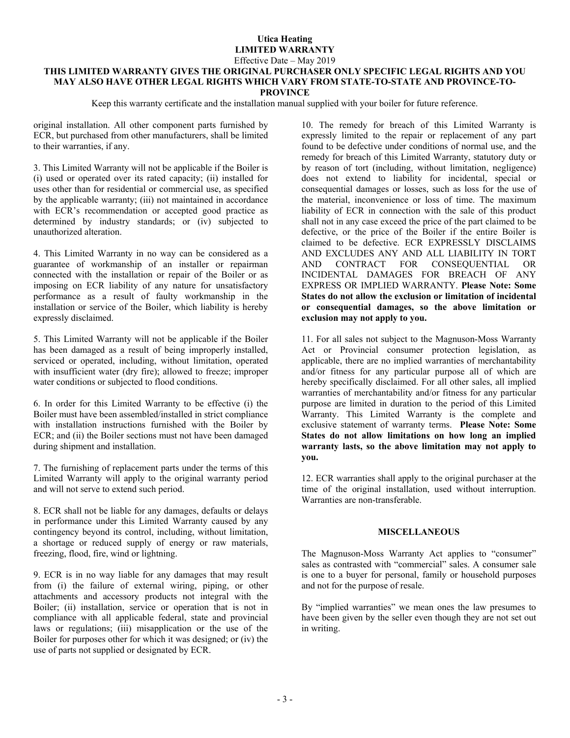**Utica Heating**
**LIMITED WARRANTY**
Effective Date – May 2019
**THIS LIMITED WARRANTY GIVES THE ORIGINAL PURCHASER ONLY SPECIFIC LEGAL RIGHTS AND YOU MAY ALSO HAVE OTHER LEGAL RIGHTS WHICH VARY FROM STATE-TO-STATE AND PROVINCE-TO-PROVINCE**

Keep this warranty certificate and the installation manual supplied with your boiler for future reference.

original installation. All other component parts furnished by ECR, but purchased from other manufacturers, shall be limited to their warranties, if any.

3. This Limited Warranty will not be applicable if the Boiler is (i) used or operated over its rated capacity; (ii) installed for uses other than for residential or commercial use, as specified by the applicable warranty; (iii) not maintained in accordance with ECR's recommendation or accepted good practice as determined by industry standards; or (iv) subjected to unauthorized alteration.

4. This Limited Warranty in no way can be considered as a guarantee of workmanship of an installer or repairman connected with the installation or repair of the Boiler or as imposing on ECR liability of any nature for unsatisfactory performance as a result of faulty workmanship in the installation or service of the Boiler, which liability is hereby expressly disclaimed.

5. This Limited Warranty will not be applicable if the Boiler has been damaged as a result of being improperly installed, serviced or operated, including, without limitation, operated with insufficient water (dry fire); allowed to freeze; improper water conditions or subjected to flood conditions.

6. In order for this Limited Warranty to be effective (i) the Boiler must have been assembled/installed in strict compliance with installation instructions furnished with the Boiler by ECR; and (ii) the Boiler sections must not have been damaged during shipment and installation.

7. The furnishing of replacement parts under the terms of this Limited Warranty will apply to the original warranty period and will not serve to extend such period.

8. ECR shall not be liable for any damages, defaults or delays in performance under this Limited Warranty caused by any contingency beyond its control, including, without limitation, a shortage or reduced supply of energy or raw materials, freezing, flood, fire, wind or lightning.

9. ECR is in no way liable for any damages that may result from (i) the failure of external wiring, piping, or other attachments and accessory products not integral with the Boiler; (ii) installation, service or operation that is not in compliance with all applicable federal, state and provincial laws or regulations; (iii) misapplication or the use of the Boiler for purposes other for which it was designed; or (iv) the use of parts not supplied or designated by ECR.

10. The remedy for breach of this Limited Warranty is expressly limited to the repair or replacement of any part found to be defective under conditions of normal use, and the remedy for breach of this Limited Warranty, statutory duty or by reason of tort (including, without limitation, negligence) does not extend to liability for incidental, special or consequential damages or losses, such as loss for the use of the material, inconvenience or loss of time. The maximum liability of ECR in connection with the sale of this product shall not in any case exceed the price of the part claimed to be defective, or the price of the Boiler if the entire Boiler is claimed to be defective. ECR EXPRESSLY DISCLAIMS AND EXCLUDES ANY AND ALL LIABILITY IN TORT AND CONTRACT FOR CONSEQUENTIAL OR INCIDENTAL DAMAGES FOR BREACH OF ANY EXPRESS OR IMPLIED WARRANTY. **Please Note: Some States do not allow the exclusion or limitation of incidental or consequential damages, so the above limitation or exclusion may not apply to you.**

11. For all sales not subject to the Magnuson-Moss Warranty Act or Provincial consumer protection legislation, as applicable, there are no implied warranties of merchantability and/or fitness for any particular purpose all of which are hereby specifically disclaimed. For all other sales, all implied warranties of merchantability and/or fitness for any particular purpose are limited in duration to the period of this Limited Warranty. This Limited Warranty is the complete and exclusive statement of warranty terms. **Please Note: Some States do not allow limitations on how long an implied warranty lasts, so the above limitation may not apply to you.**

12. ECR warranties shall apply to the original purchaser at the time of the original installation, used without interruption. Warranties are non-transferable.

## MISCELLANEOUS

The Magnuson-Moss Warranty Act applies to "consumer" sales as contrasted with "commercial" sales. A consumer sale is one to a buyer for personal, family or household purposes and not for the purpose of resale.

By "implied warranties" we mean ones the law presumes to have been given by the seller even though they are not set out in writing.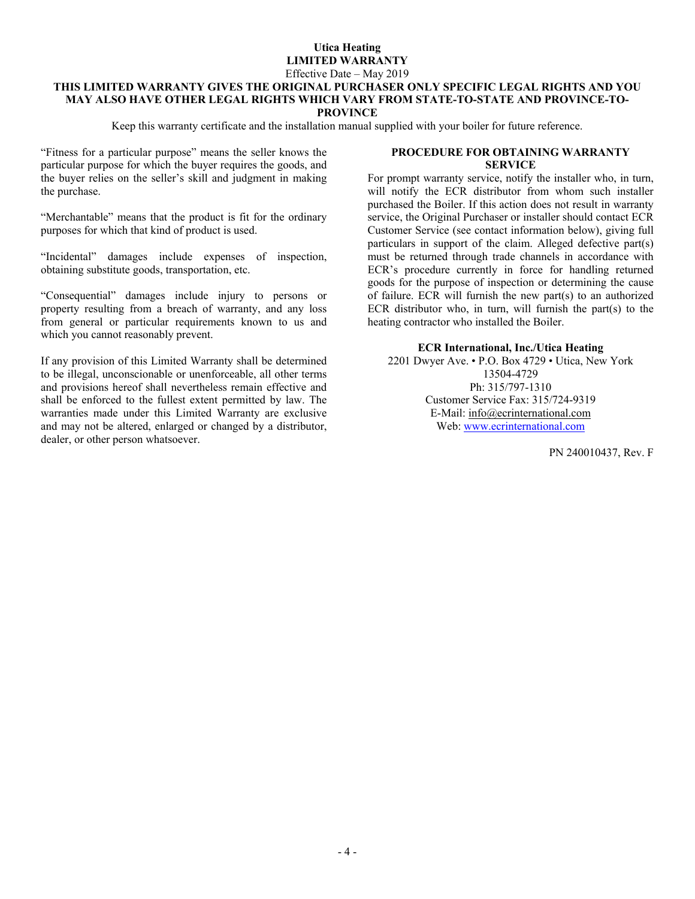**Utica Heating**
**LIMITED WARRANTY**
Effective Date – May 2019

**THIS LIMITED WARRANTY GIVES THE ORIGINAL PURCHASER ONLY SPECIFIC LEGAL RIGHTS AND YOU MAY ALSO HAVE OTHER LEGAL RIGHTS WHICH VARY FROM STATE-TO-STATE AND PROVINCE-TO-PROVINCE**

Keep this warranty certificate and the installation manual supplied with your boiler for future reference.

"Fitness for a particular purpose" means the seller knows the particular purpose for which the buyer requires the goods, and the buyer relies on the seller's skill and judgment in making the purchase.

"Merchantable" means that the product is fit for the ordinary purposes for which that kind of product is used.

"Incidental" damages include expenses of inspection, obtaining substitute goods, transportation, etc.

"Consequential" damages include injury to persons or property resulting from a breach of warranty, and any loss from general or particular requirements known to us and which you cannot reasonably prevent.

If any provision of this Limited Warranty shall be determined to be illegal, unconscionable or unenforceable, all other terms and provisions hereof shall nevertheless remain effective and shall be enforced to the fullest extent permitted by law. The warranties made under this Limited Warranty are exclusive and may not be altered, enlarged or changed by a distributor, dealer, or other person whatsoever.

**PROCEDURE FOR OBTAINING WARRANTY SERVICE**

For prompt warranty service, notify the installer who, in turn, will notify the ECR distributor from whom such installer purchased the Boiler. If this action does not result in warranty service, the Original Purchaser or installer should contact ECR Customer Service (see contact information below), giving full particulars in support of the claim. Alleged defective part(s) must be returned through trade channels in accordance with ECR's procedure currently in force for handling returned goods for the purpose of inspection or determining the cause of failure. ECR will furnish the new part(s) to an authorized ECR distributor who, in turn, will furnish the part(s) to the heating contractor who installed the Boiler.

**ECR International, Inc./Utica Heating**
2201 Dwyer Ave. • P.O. Box 4729 • Utica, New York 13504-4729
Ph: 315/797-1310
Customer Service Fax: 315/724-9319
E-Mail: info@ecrinternational.com
Web: www.ecrinternational.com

PN 240010437, Rev. F